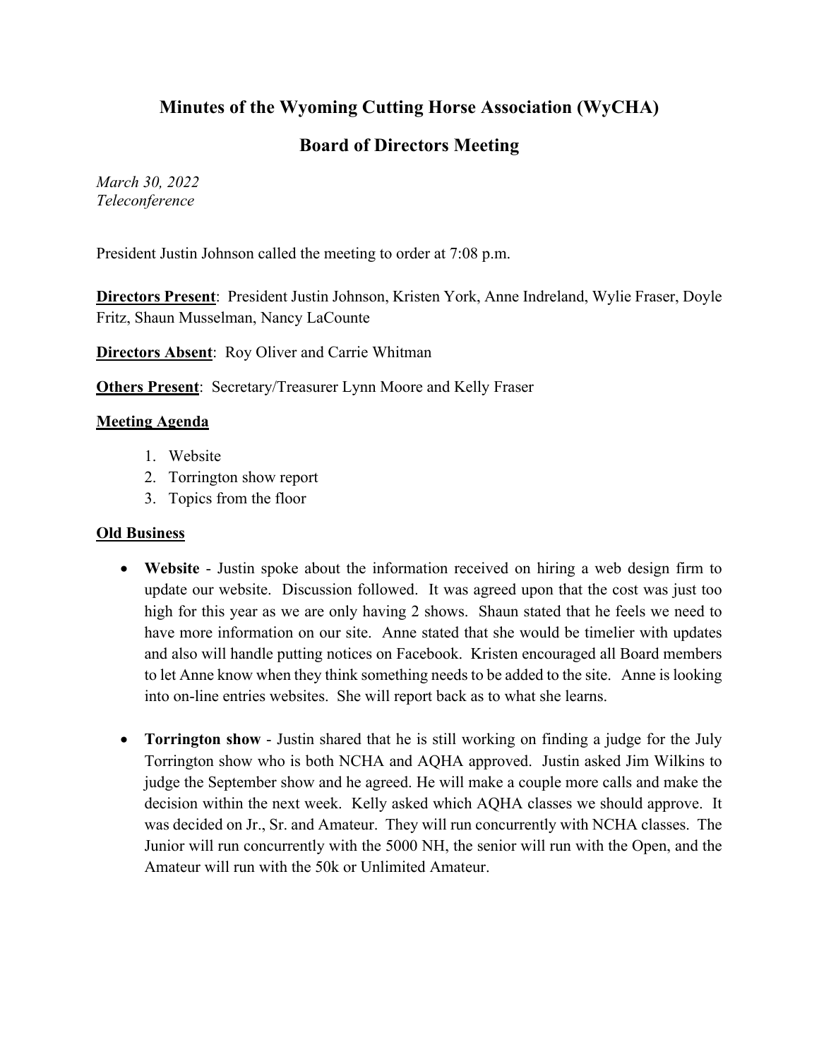# Minutes of the Wyoming Cutting Horse Association (WyCHA)

## Board of Directors Meeting

*March 30, 2022*
*Teleconference*

President Justin Johnson called the meeting to order at 7:08 p.m.

**Directors Present**: President Justin Johnson, Kristen York, Anne Indreland, Wylie Fraser, Doyle Fritz, Shaun Musselman, Nancy LaCounte

**Directors Absent**: Roy Oliver and Carrie Whitman

**Others Present**: Secretary/Treasurer Lynn Moore and Kelly Fraser

**Meeting Agenda**

1. Website
2. Torrington show report
3. Topics from the floor

**Old Business**

- **Website** - Justin spoke about the information received on hiring a web design firm to update our website. Discussion followed. It was agreed upon that the cost was just too high for this year as we are only having 2 shows. Shaun stated that he feels we need to have more information on our site. Anne stated that she would be timelier with updates and also will handle putting notices on Facebook. Kristen encouraged all Board members to let Anne know when they think something needs to be added to the site. Anne is looking into on-line entries websites. She will report back as to what she learns.

- **Torrington show** - Justin shared that he is still working on finding a judge for the July Torrington show who is both NCHA and AQHA approved. Justin asked Jim Wilkins to judge the September show and he agreed. He will make a couple more calls and make the decision within the next week. Kelly asked which AQHA classes we should approve. It was decided on Jr., Sr. and Amateur. They will run concurrently with NCHA classes. The Junior will run concurrently with the 5000 NH, the senior will run with the Open, and the Amateur will run with the 50k or Unlimited Amateur.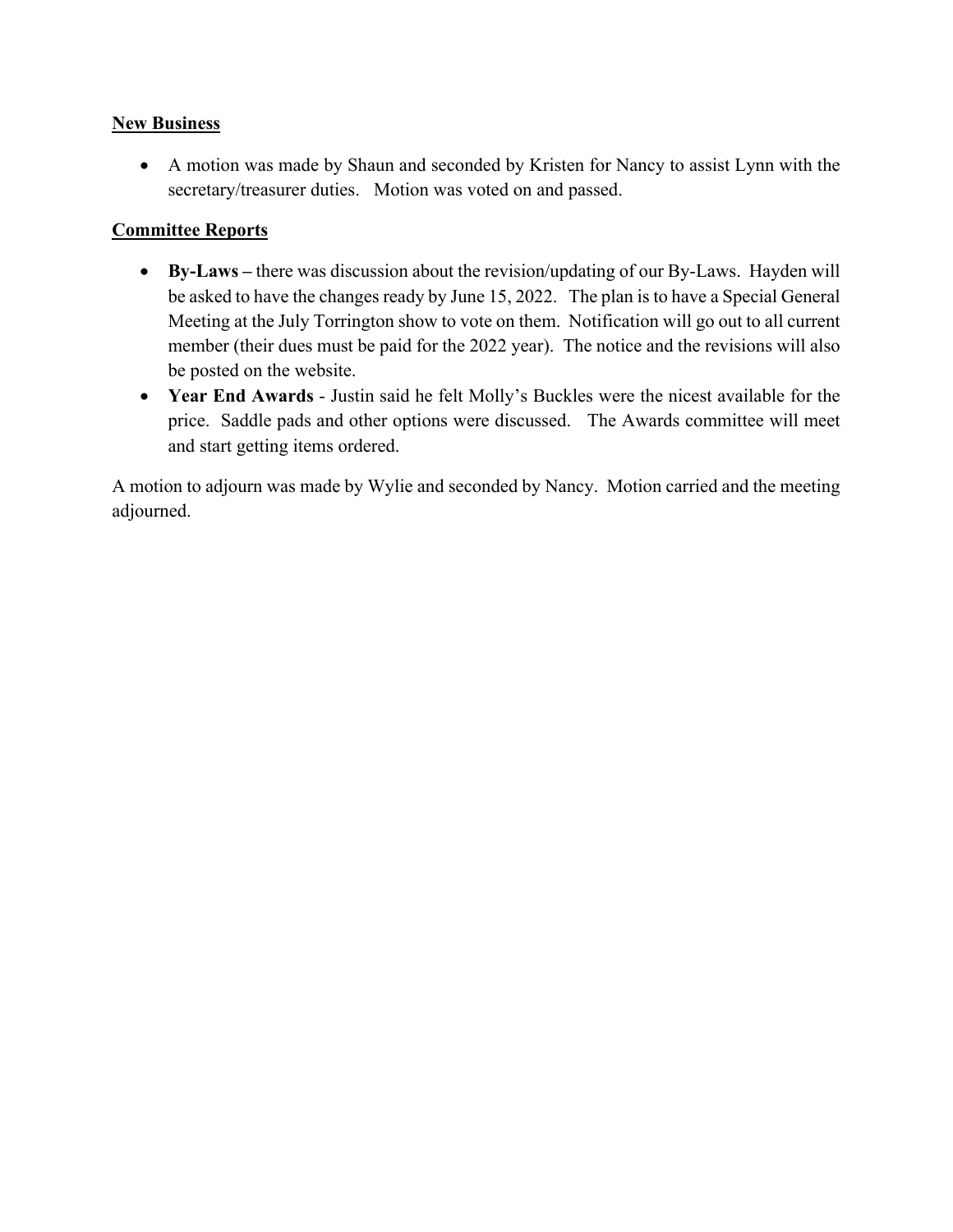**New Business**

- A motion was made by Shaun and seconded by Kristen for Nancy to assist Lynn with the secretary/treasurer duties. Motion was voted on and passed.

**Committee Reports**

- **By-Laws –** there was discussion about the revision/updating of our By-Laws. Hayden will be asked to have the changes ready by June 15, 2022. The plan is to have a Special General Meeting at the July Torrington show to vote on them. Notification will go out to all current member (their dues must be paid for the 2022 year). The notice and the revisions will also be posted on the website.
- **Year End Awards** - Justin said he felt Molly's Buckles were the nicest available for the price. Saddle pads and other options were discussed. The Awards committee will meet and start getting items ordered.

A motion to adjourn was made by Wylie and seconded by Nancy. Motion carried and the meeting adjourned.